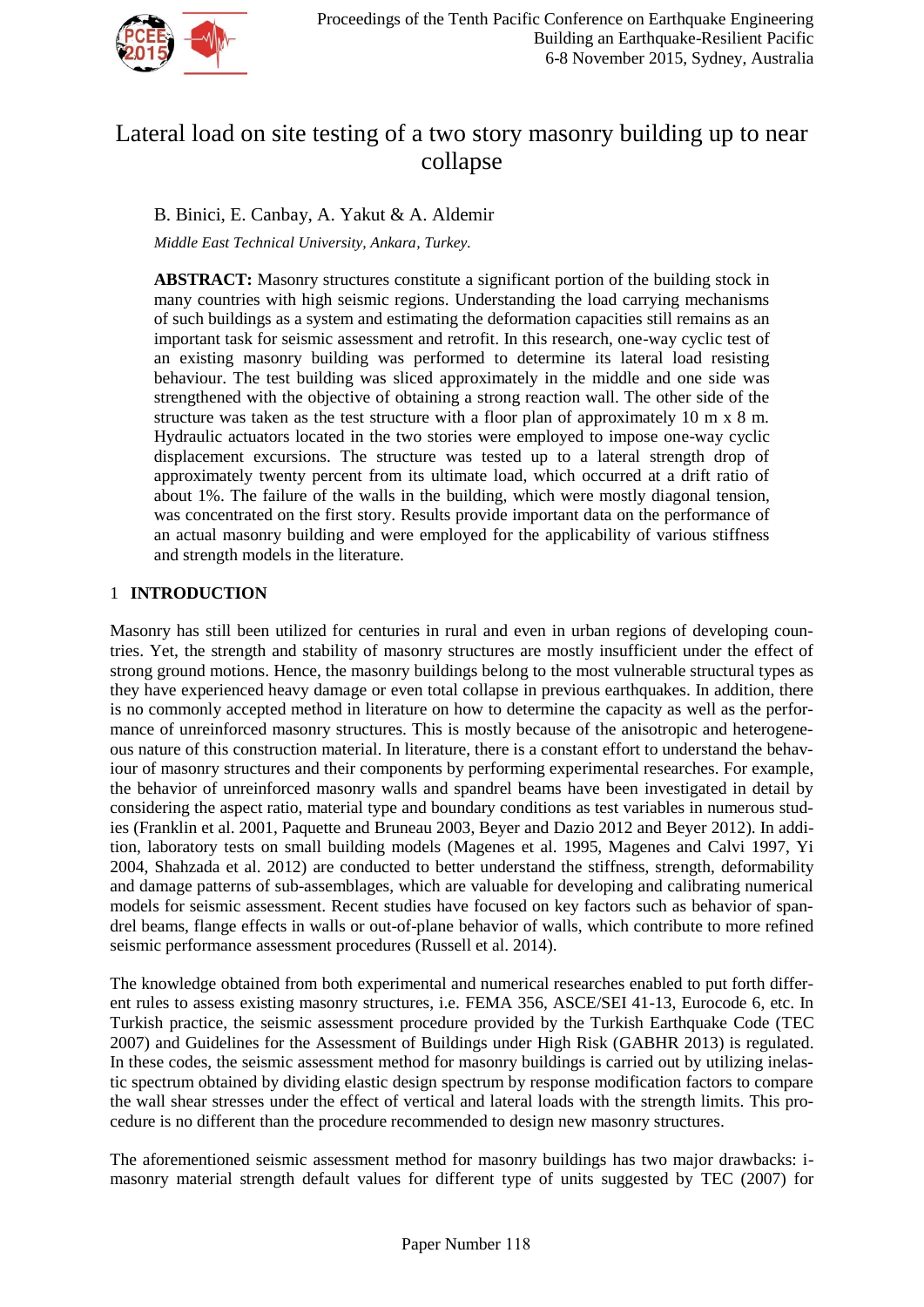# Lateral load on site testing of a two story masonry building up to near collapse

B. Binici, E. Canbay, A. Yakut & A. Aldemir

*Middle East Technical University, Ankara, Turkey.*

**ABSTRACT:** Masonry structures constitute a significant portion of the building stock in many countries with high seismic regions. Understanding the load carrying mechanisms of such buildings as a system and estimating the deformation capacities still remains as an important task for seismic assessment and retrofit. In this research, one-way cyclic test of an existing masonry building was performed to determine its lateral load resisting behaviour. The test building was sliced approximately in the middle and one side was strengthened with the objective of obtaining a strong reaction wall. The other side of the structure was taken as the test structure with a floor plan of approximately 10 m x 8 m. Hydraulic actuators located in the two stories were employed to impose one-way cyclic displacement excursions. The structure was tested up to a lateral strength drop of approximately twenty percent from its ultimate load, which occurred at a drift ratio of about 1%. The failure of the walls in the building, which were mostly diagonal tension, was concentrated on the first story. Results provide important data on the performance of an actual masonry building and were employed for the applicability of various stiffness and strength models in the literature.

## 1 INTRODUCTION

Masonry has still been utilized for centuries in rural and even in urban regions of developing countries. Yet, the strength and stability of masonry structures are mostly insufficient under the effect of strong ground motions. Hence, the masonry buildings belong to the most vulnerable structural types as they have experienced heavy damage or even total collapse in previous earthquakes. In addition, there is no commonly accepted method in literature on how to determine the capacity as well as the performance of unreinforced masonry structures. This is mostly because of the anisotropic and heterogeneous nature of this construction material. In literature, there is a constant effort to understand the behaviour of masonry structures and their components by performing experimental researches. For example, the behavior of unreinforced masonry walls and spandrel beams have been investigated in detail by considering the aspect ratio, material type and boundary conditions as test variables in numerous studies (Franklin et al. 2001, Paquette and Bruneau 2003, Beyer and Dazio 2012 and Beyer 2012). In addition, laboratory tests on small building models (Magenes et al. 1995, Magenes and Calvi 1997, Yi 2004, Shahzada et al. 2012) are conducted to better understand the stiffness, strength, deformability and damage patterns of sub-assemblages, which are valuable for developing and calibrating numerical models for seismic assessment. Recent studies have focused on key factors such as behavior of spandrel beams, flange effects in walls or out-of-plane behavior of walls, which contribute to more refined seismic performance assessment procedures (Russell et al. 2014).

The knowledge obtained from both experimental and numerical researches enabled to put forth different rules to assess existing masonry structures, i.e. FEMA 356, ASCE/SEI 41-13, Eurocode 6, etc. In Turkish practice, the seismic assessment procedure provided by the Turkish Earthquake Code (TEC 2007) and Guidelines for the Assessment of Buildings under High Risk (GABHR 2013) is regulated. In these codes, the seismic assessment method for masonry buildings is carried out by utilizing inelastic spectrum obtained by dividing elastic design spectrum by response modification factors to compare the wall shear stresses under the effect of vertical and lateral loads with the strength limits. This procedure is no different than the procedure recommended to design new masonry structures.

The aforementioned seismic assessment method for masonry buildings has two major drawbacks: i-masonry material strength default values for different type of units suggested by TEC (2007) for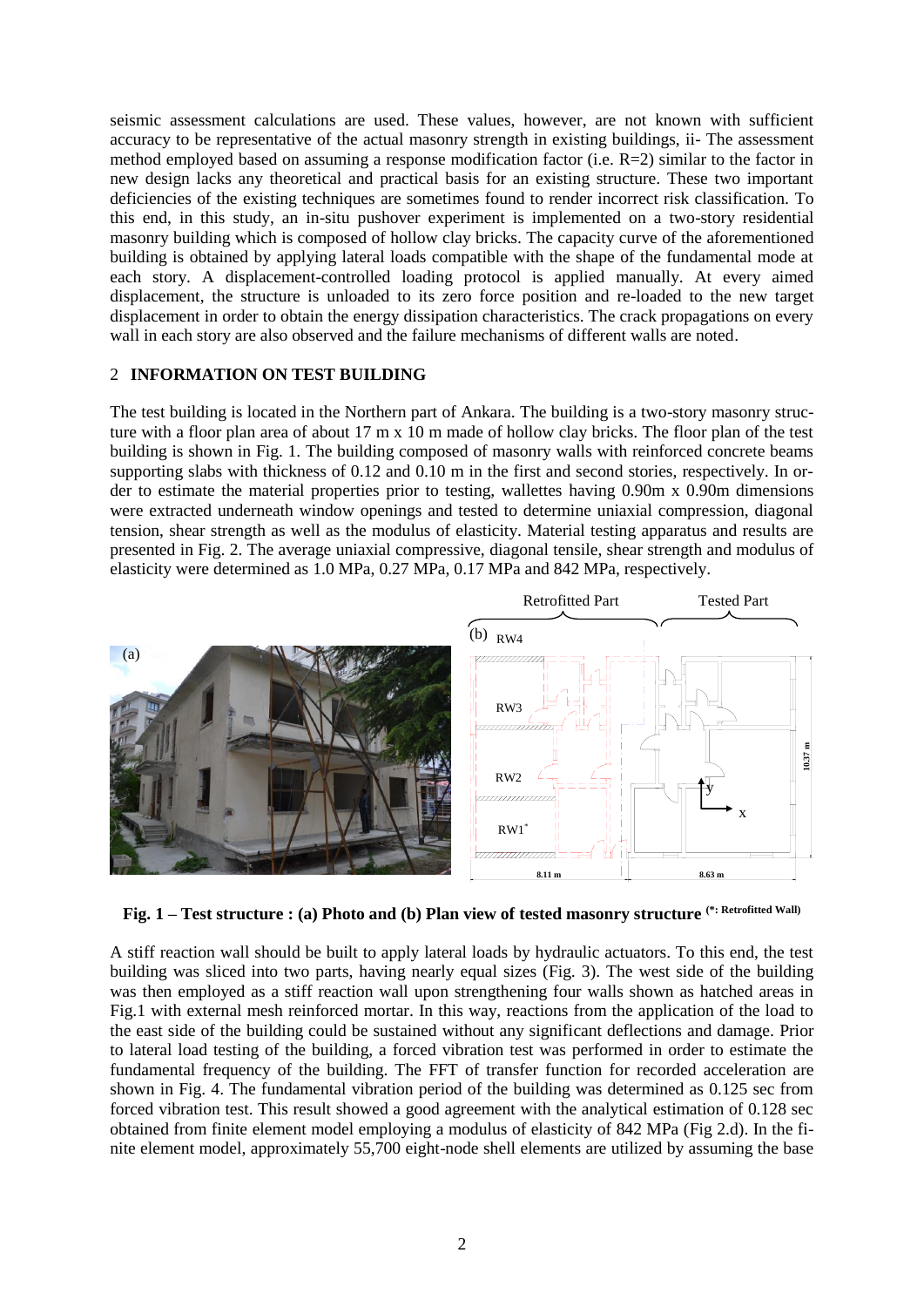seismic assessment calculations are used. These values, however, are not known with sufficient accuracy to be representative of the actual masonry strength in existing buildings, ii- The assessment method employed based on assuming a response modification factor (i.e. R=2) similar to the factor in new design lacks any theoretical and practical basis for an existing structure. These two important deficiencies of the existing techniques are sometimes found to render incorrect risk classification. To this end, in this study, an in-situ pushover experiment is implemented on a two-story residential masonry building which is composed of hollow clay bricks. The capacity curve of the aforementioned building is obtained by applying lateral loads compatible with the shape of the fundamental mode at each story. A displacement-controlled loading protocol is applied manually. At every aimed displacement, the structure is unloaded to its zero force position and re-loaded to the new target displacement in order to obtain the energy dissipation characteristics. The crack propagations on every wall in each story are also observed and the failure mechanisms of different walls are noted.

## 2 INFORMATION ON TEST BUILDING

The test building is located in the Northern part of Ankara. The building is a two-story masonry structure with a floor plan area of about 17 m x 10 m made of hollow clay bricks. The floor plan of the test building is shown in Fig. 1. The building composed of masonry walls with reinforced concrete beams supporting slabs with thickness of 0.12 and 0.10 m in the first and second stories, respectively. In order to estimate the material properties prior to testing, wallettes having 0.90m x 0.90m dimensions were extracted underneath window openings and tested to determine uniaxial compression, diagonal tension, shear strength as well as the modulus of elasticity. Material testing apparatus and results are presented in Fig. 2. The average uniaxial compressive, diagonal tensile, shear strength and modulus of elasticity were determined as 1.0 MPa, 0.27 MPa, 0.17 MPa and 842 MPa, respectively.

(a)

Retrofitted Part

Tested Part

(b) RW4

RW3

RW2

RW1*

8.11 m

8.63 m

10.37 m

y

x

**Fig. 1 – Test structure : (a) Photo and (b) Plan view of tested masonry structure (*: Retrofitted Wall)**

A stiff reaction wall should be built to apply lateral loads by hydraulic actuators. To this end, the test building was sliced into two parts, having nearly equal sizes (Fig. 3). The west side of the building was then employed as a stiff reaction wall upon strengthening four walls shown as hatched areas in Fig.1 with external mesh reinforced mortar. In this way, reactions from the application of the load to the east side of the building could be sustained without any significant deflections and damage. Prior to lateral load testing of the building, a forced vibration test was performed in order to estimate the fundamental frequency of the building. The FFT of transfer function for recorded acceleration are shown in Fig. 4. The fundamental vibration period of the building was determined as 0.125 sec from forced vibration test. This result showed a good agreement with the analytical estimation of 0.128 sec obtained from finite element model employing a modulus of elasticity of 842 MPa (Fig 2.d). In the finite element model, approximately 55,700 eight-node shell elements are utilized by assuming the base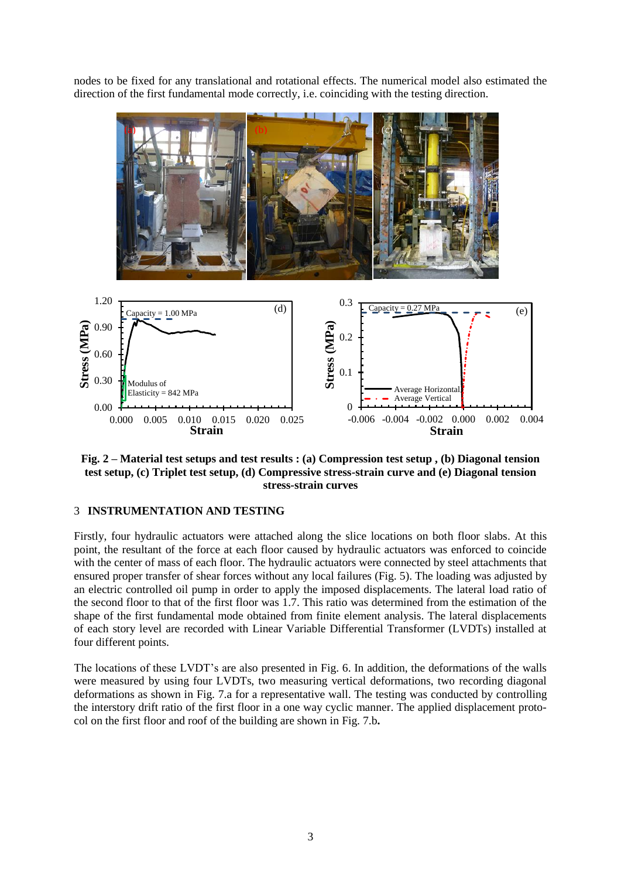nodes to be fixed for any translational and rotational effects. The numerical model also estimated the direction of the first fundamental mode correctly, i.e. coinciding with the testing direction.

(a) (b) (c)

(d)
Capacity = 1.00 MPa
Modulus of Elasticity = 842 MPa
Stress (MPa)
1.20
0.90
0.60
0.30
0.00
0.000 0.005 0.010 0.015 0.020 0.025
Strain

(e)
Capacity = 0.27 MPa
Average Horizontal
Average Vertical
Stress (MPa)
0.3
0.2
0.1
0
-0.006 -0.004 -0.002 0.000 0.002 0.004
Strain

**Fig. 2 – Material test setups and test results : (a) Compression test setup , (b) Diagonal tension test setup, (c) Triplet test setup, (d) Compressive stress-strain curve and (e) Diagonal tension stress-strain curves**

## 3 INSTRUMENTATION AND TESTING

Firstly, four hydraulic actuators were attached along the slice locations on both floor slabs. At this point, the resultant of the force at each floor caused by hydraulic actuators was enforced to coincide with the center of mass of each floor. The hydraulic actuators were connected by steel attachments that ensured proper transfer of shear forces without any local failures (Fig. 5). The loading was adjusted by an electric controlled oil pump in order to apply the imposed displacements. The lateral load ratio of the second floor to that of the first floor was 1.7. This ratio was determined from the estimation of the shape of the first fundamental mode obtained from finite element analysis. The lateral displacements of each story level are recorded with Linear Variable Differential Transformer (LVDTs) installed at four different points.

The locations of these LVDT's are also presented in Fig. 6. In addition, the deformations of the walls were measured by using four LVDTs, two measuring vertical deformations, two recording diagonal deformations as shown in Fig. 7.a for a representative wall. The testing was conducted by controlling the interstory drift ratio of the first floor in a one way cyclic manner. The applied displacement protocol on the first floor and roof of the building are shown in Fig. 7.b**.**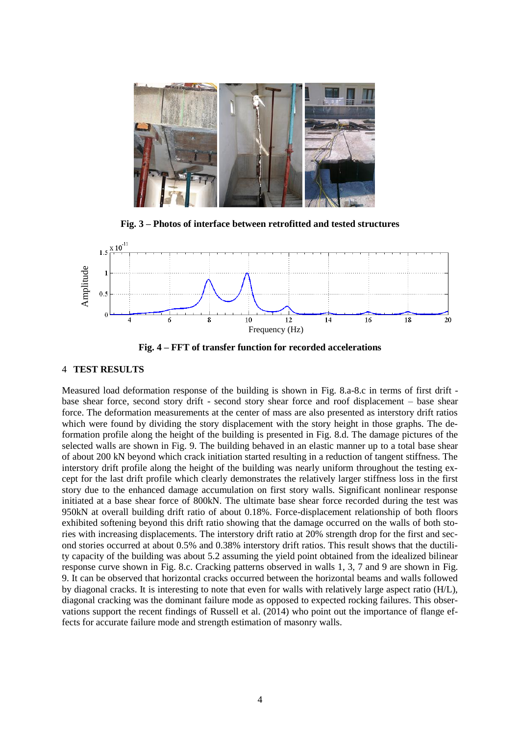Fig. 3 – Photos of interface between retrofitted and tested structures

x 10^-11
1.5
1
0.5
0
Amplitude
4
6
8
10
12
14
16
18
20
Frequency (Hz)

Fig. 4 – FFT of transfer function for recorded accelerations

## 4 TEST RESULTS

Measured load deformation response of the building is shown in Fig. 8.a-8.c in terms of first drift - base shear force, second story drift - second story shear force and roof displacement – base shear force. The deformation measurements at the center of mass are also presented as interstory drift ratios which were found by dividing the story displacement with the story height in those graphs. The deformation profile along the height of the building is presented in Fig. 8.d. The damage pictures of the selected walls are shown in Fig. 9. The building behaved in an elastic manner up to a total base shear of about 200 kN beyond which crack initiation started resulting in a reduction of tangent stiffness. The interstory drift profile along the height of the building was nearly uniform throughout the testing except for the last drift profile which clearly demonstrates the relatively larger stiffness loss in the first story due to the enhanced damage accumulation on first story walls. Significant nonlinear response initiated at a base shear force of 800kN. The ultimate base shear force recorded during the test was 950kN at overall building drift ratio of about 0.18%. Force-displacement relationship of both floors exhibited softening beyond this drift ratio showing that the damage occurred on the walls of both stories with increasing displacements. The interstory drift ratio at 20% strength drop for the first and second stories occurred at about 0.5% and 0.38% interstory drift ratios. This result shows that the ductility capacity of the building was about 5.2 assuming the yield point obtained from the idealized bilinear response curve shown in Fig. 8.c. Cracking patterns observed in walls 1, 3, 7 and 9 are shown in Fig. 9. It can be observed that horizontal cracks occurred between the horizontal beams and walls followed by diagonal cracks. It is interesting to note that even for walls with relatively large aspect ratio (H/L), diagonal cracking was the dominant failure mode as opposed to expected rocking failures. This observations support the recent findings of Russell et al. (2014) who point out the importance of flange effects for accurate failure mode and strength estimation of masonry walls.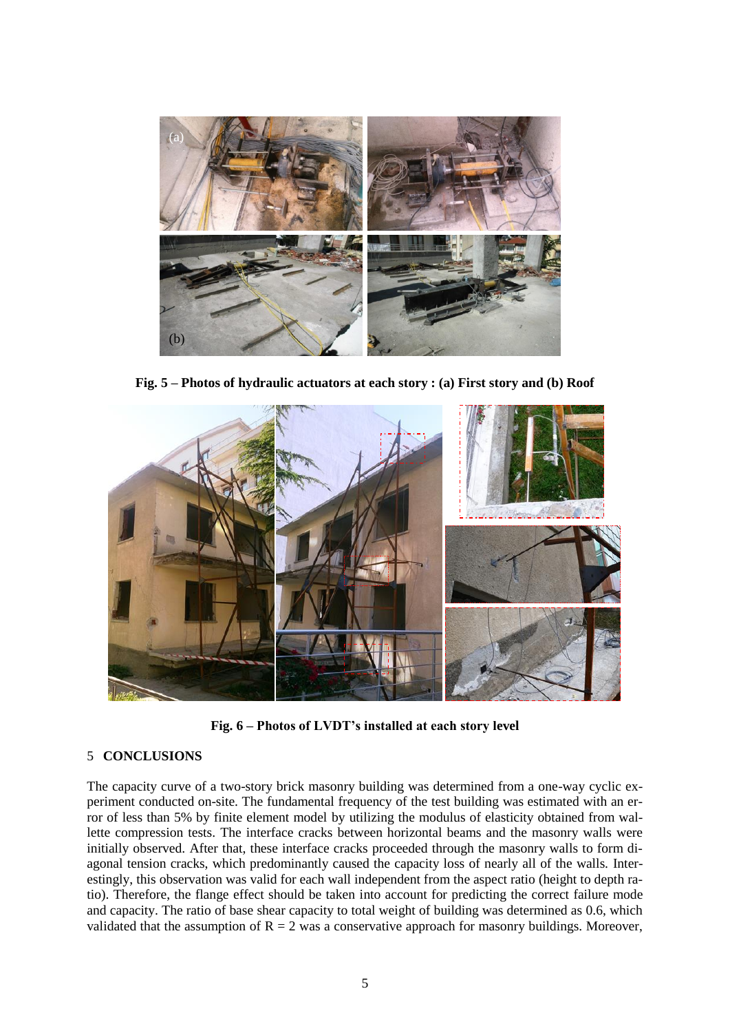(a)

(b)

**Fig. 5 – Photos of hydraulic actuators at each story : (a) First story and (b) Roof**

**Fig. 6 – Photos of LVDT's installed at each story level**

## 5 CONCLUSIONS

The capacity curve of a two-story brick masonry building was determined from a one-way cyclic experiment conducted on-site. The fundamental frequency of the test building was estimated with an error of less than 5% by finite element model by utilizing the modulus of elasticity obtained from wallette compression tests. The interface cracks between horizontal beams and the masonry walls were initially observed. After that, these interface cracks proceeded through the masonry walls to form diagonal tension cracks, which predominantly caused the capacity loss of nearly all of the walls. Interestingly, this observation was valid for each wall independent from the aspect ratio (height to depth ratio). Therefore, the flange effect should be taken into account for predicting the correct failure mode and capacity. The ratio of base shear capacity to total weight of building was determined as 0.6, which validated that the assumption of R = 2 was a conservative approach for masonry buildings. Moreover,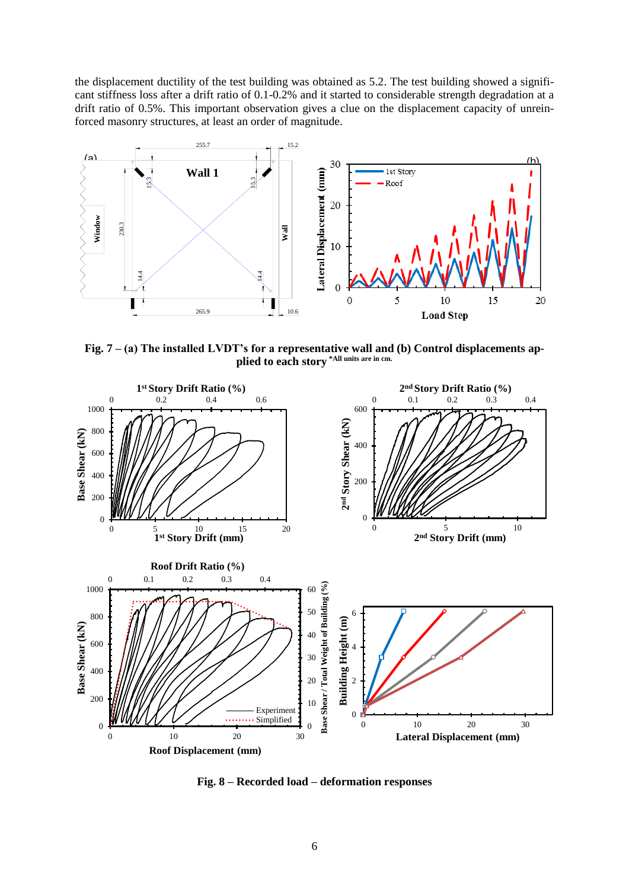the displacement ductility of the test building was obtained as 5.2. The test building showed a significant stiffness loss after a drift ratio of 0.1-0.2% and it started to considerable strength degradation at a drift ratio of 0.5%. This important observation gives a clue on the displacement capacity of unreinforced masonry structures, at least an order of magnitude.

(a)

255.7

15.2

Wall 1

15.3

15.3

Window

230.3

Wall

14.4

14.4

265.9

10.6

(b)

Lateral Displacement (mm)

1st Story

Roof

Load Step

**Fig. 7 – (a) The installed LVDT's for a representative wall and (b) Control displacements applied to each story** *All units are in cm.

1st Story Drift Ratio (%)

Base Shear (kN)

1st Story Drift (mm)

2nd Story Drift Ratio (%)

2nd Story Shear (kN)

2nd Story Drift (mm)

Roof Drift Ratio (%)

Base Shear (kN)

Base Shear / Total Weight of Building (%)

Experiment

Simplified

Roof Displacement (mm)

Building Height (m)

Lateral Displacement (mm)

**Fig. 8 – Recorded load – deformation responses**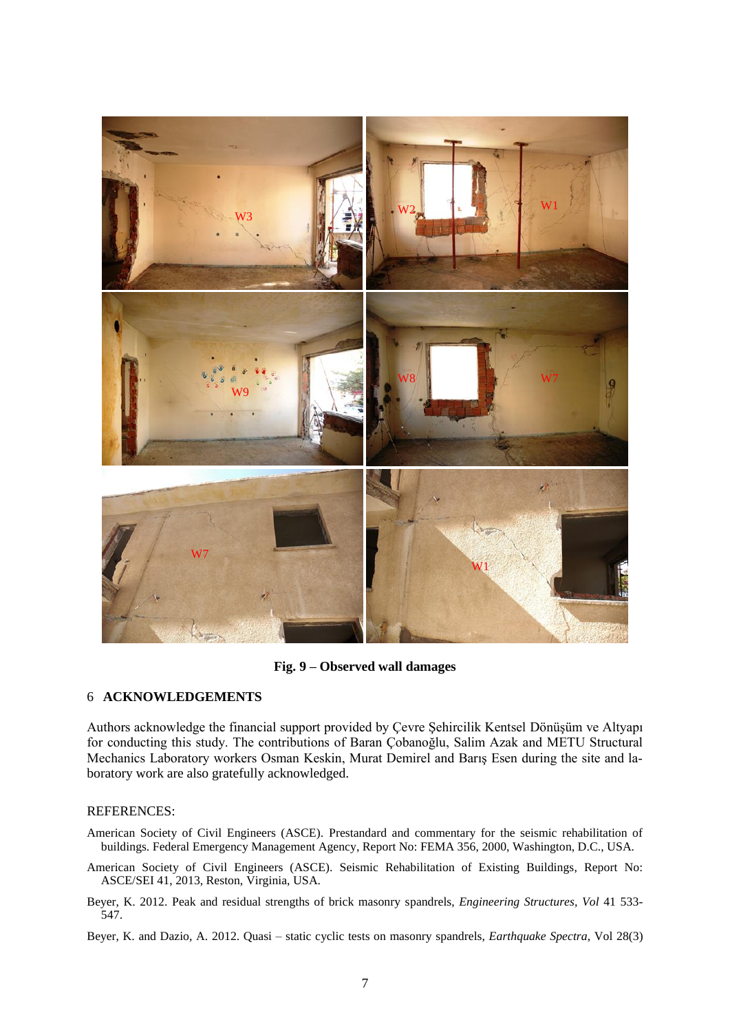Fig. 9 – Observed wall damages

## 6 ACKNOWLEDGEMENTS

Authors acknowledge the financial support provided by Çevre Şehircilik Kentsel Dönüşüm ve Altyapı for conducting this study. The contributions of Baran Çobanoğlu, Salim Azak and METU Structural Mechanics Laboratory workers Osman Keskin, Murat Demirel and Barış Esen during the site and laboratory work are also gratefully acknowledged.

REFERENCES:

American Society of Civil Engineers (ASCE). Prestandard and commentary for the seismic rehabilitation of buildings. Federal Emergency Management Agency, Report No: FEMA 356, 2000, Washington, D.C., USA.

American Society of Civil Engineers (ASCE). Seismic Rehabilitation of Existing Buildings, Report No: ASCE/SEI 41, 2013, Reston, Virginia, USA.

Beyer, K. 2012. Peak and residual strengths of brick masonry spandrels, *Engineering Structures*, *Vol* 41 533-547.

Beyer, K. and Dazio, A. 2012. Quasi – static cyclic tests on masonry spandrels, *Earthquake Spectra*, Vol 28(3)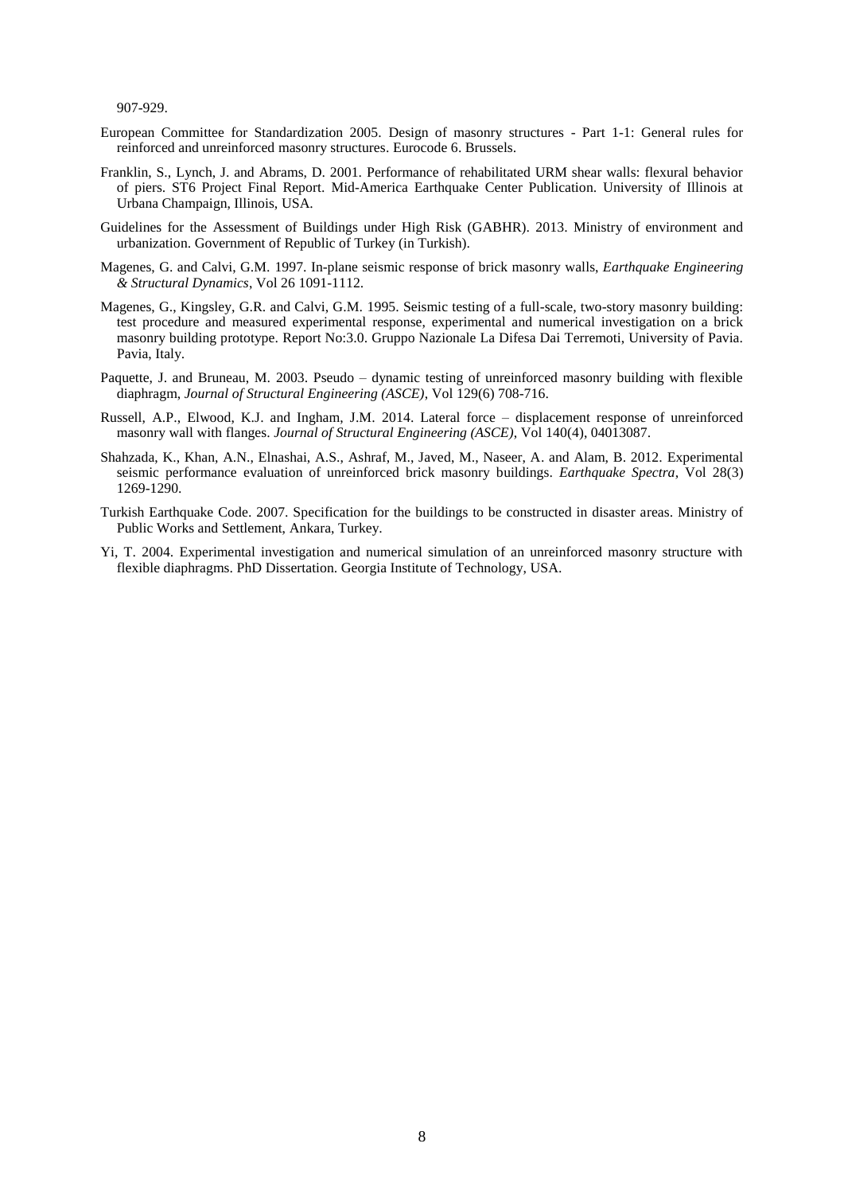907-929.

European Committee for Standardization 2005. Design of masonry structures - Part 1-1: General rules for reinforced and unreinforced masonry structures. Eurocode 6. Brussels.

Franklin, S., Lynch, J. and Abrams, D. 2001. Performance of rehabilitated URM shear walls: flexural behavior of piers. ST6 Project Final Report. Mid-America Earthquake Center Publication. University of Illinois at Urbana Champaign, Illinois, USA.

Guidelines for the Assessment of Buildings under High Risk (GABHR). 2013. Ministry of environment and urbanization. Government of Republic of Turkey (in Turkish).

Magenes, G. and Calvi, G.M. 1997. In-plane seismic response of brick masonry walls, *Earthquake Engineering & Structural Dynamics*, Vol 26 1091-1112.

Magenes, G., Kingsley, G.R. and Calvi, G.M. 1995. Seismic testing of a full-scale, two-story masonry building: test procedure and measured experimental response, experimental and numerical investigation on a brick masonry building prototype. Report No:3.0. Gruppo Nazionale La Difesa Dai Terremoti, University of Pavia. Pavia, Italy.

Paquette, J. and Bruneau, M. 2003. Pseudo – dynamic testing of unreinforced masonry building with flexible diaphragm, *Journal of Structural Engineering (ASCE)*, Vol 129(6) 708-716.

Russell, A.P., Elwood, K.J. and Ingham, J.M. 2014. Lateral force – displacement response of unreinforced masonry wall with flanges. *Journal of Structural Engineering (ASCE)*, Vol 140(4), 04013087.

Shahzada, K., Khan, A.N., Elnashai, A.S., Ashraf, M., Javed, M., Naseer, A. and Alam, B. 2012. Experimental seismic performance evaluation of unreinforced brick masonry buildings. *Earthquake Spectra*, Vol 28(3) 1269-1290.

Turkish Earthquake Code. 2007. Specification for the buildings to be constructed in disaster areas. Ministry of Public Works and Settlement, Ankara, Turkey.

Yi, T. 2004. Experimental investigation and numerical simulation of an unreinforced masonry structure with flexible diaphragms. PhD Dissertation. Georgia Institute of Technology, USA.